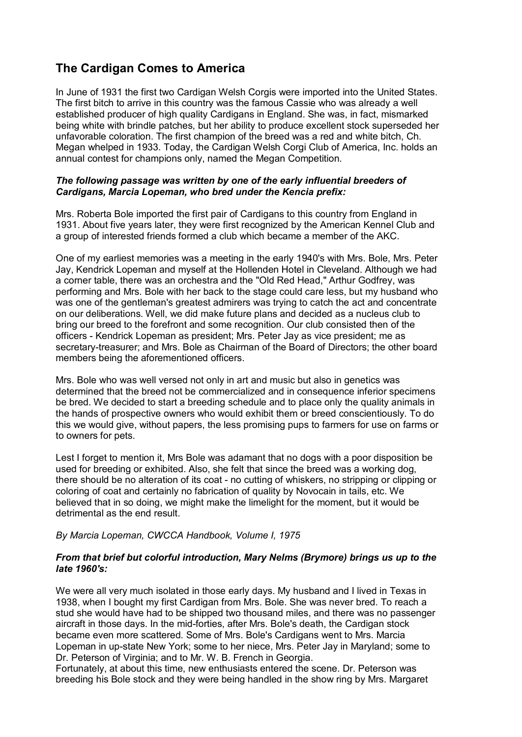# The Cardigan Comes to America

In June of 1931 the first two Cardigan Welsh Corgis were imported into the United States. The first bitch to arrive in this country was the famous Cassie who was already a well established producer of high quality Cardigans in England. She was, in fact, mismarked being white with brindle patches, but her ability to produce excellent stock superseded her unfavorable coloration. The first champion of the breed was a red and white bitch, Ch. Megan whelped in 1933. Today, the Cardigan Welsh Corgi Club of America, Inc. holds an annual contest for champions only, named the Megan Competition.

***The following passage was written by one of the early influential breeders of Cardigans, Marcia Lopeman, who bred under the Kencia prefix:***

Mrs. Roberta Bole imported the first pair of Cardigans to this country from England in 1931. About five years later, they were first recognized by the American Kennel Club and a group of interested friends formed a club which became a member of the AKC.

One of my earliest memories was a meeting in the early 1940's with Mrs. Bole, Mrs. Peter Jay, Kendrick Lopeman and myself at the Hollenden Hotel in Cleveland. Although we had a corner table, there was an orchestra and the "Old Red Head," Arthur Godfrey, was performing and Mrs. Bole with her back to the stage could care less, but my husband who was one of the gentleman's greatest admirers was trying to catch the act and concentrate on our deliberations. Well, we did make future plans and decided as a nucleus club to bring our breed to the forefront and some recognition. Our club consisted then of the officers - Kendrick Lopeman as president; Mrs. Peter Jay as vice president; me as secretary-treasurer; and Mrs. Bole as Chairman of the Board of Directors; the other board members being the aforementioned officers.

Mrs. Bole who was well versed not only in art and music but also in genetics was determined that the breed not be commercialized and in consequence inferior specimens be bred. We decided to start a breeding schedule and to place only the quality animals in the hands of prospective owners who would exhibit them or breed conscientiously. To do this we would give, without papers, the less promising pups to farmers for use on farms or to owners for pets.

Lest I forget to mention it, Mrs Bole was adamant that no dogs with a poor disposition be used for breeding or exhibited. Also, she felt that since the breed was a working dog, there should be no alteration of its coat - no cutting of whiskers, no stripping or clipping or coloring of coat and certainly no fabrication of quality by Novocain in tails, etc. We believed that in so doing, we might make the limelight for the moment, but it would be detrimental as the end result.

*By Marcia Lopeman, CWCCA Handbook, Volume I, 1975*

***From that brief but colorful introduction, Mary Nelms (Brymore) brings us up to the late 1960's:***

We were all very much isolated in those early days. My husband and I lived in Texas in 1938, when I bought my first Cardigan from Mrs. Bole. She was never bred. To reach a stud she would have had to be shipped two thousand miles, and there was no passenger aircraft in those days. In the mid-forties, after Mrs. Bole's death, the Cardigan stock became even more scattered. Some of Mrs. Bole's Cardigans went to Mrs. Marcia Lopeman in up-state New York; some to her niece, Mrs. Peter Jay in Maryland; some to Dr. Peterson of Virginia; and to Mr. W. B. French in Georgia.
Fortunately, at about this time, new enthusiasts entered the scene. Dr. Peterson was breeding his Bole stock and they were being handled in the show ring by Mrs. Margaret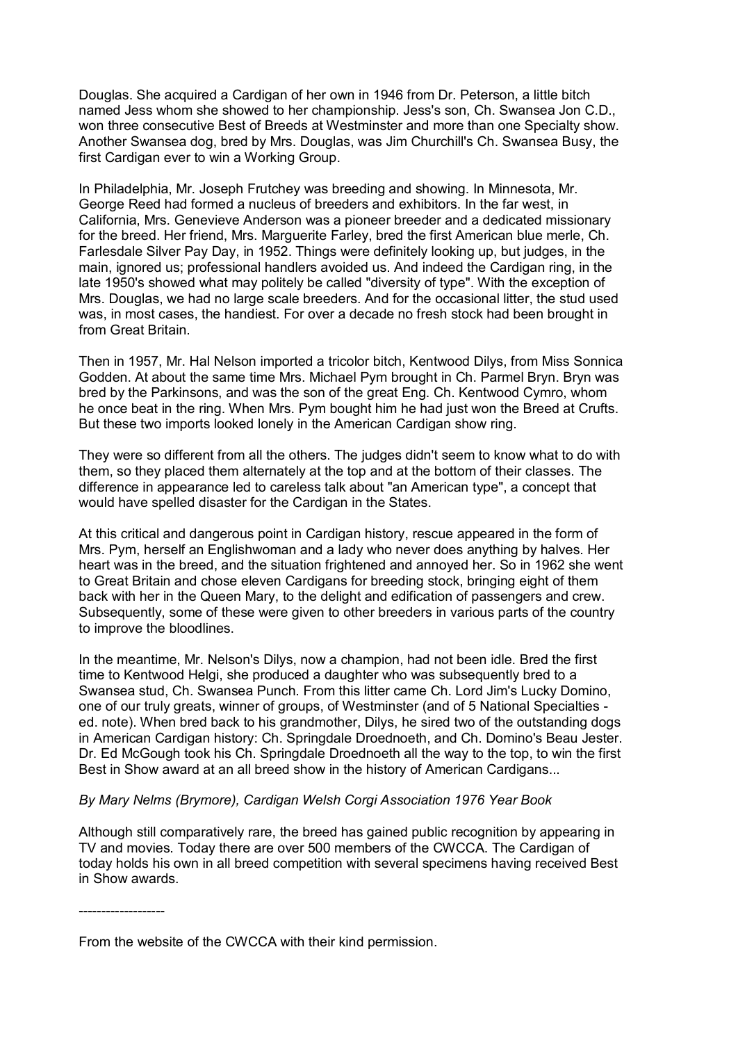Douglas. She acquired a Cardigan of her own in 1946 from Dr. Peterson, a little bitch named Jess whom she showed to her championship. Jess's son, Ch. Swansea Jon C.D., won three consecutive Best of Breeds at Westminster and more than one Specialty show. Another Swansea dog, bred by Mrs. Douglas, was Jim Churchill's Ch. Swansea Busy, the first Cardigan ever to win a Working Group.

In Philadelphia, Mr. Joseph Frutchey was breeding and showing. In Minnesota, Mr. George Reed had formed a nucleus of breeders and exhibitors. In the far west, in California, Mrs. Genevieve Anderson was a pioneer breeder and a dedicated missionary for the breed. Her friend, Mrs. Marguerite Farley, bred the first American blue merle, Ch. Farlesdale Silver Pay Day, in 1952. Things were definitely looking up, but judges, in the main, ignored us; professional handlers avoided us. And indeed the Cardigan ring, in the late 1950's showed what may politely be called "diversity of type". With the exception of Mrs. Douglas, we had no large scale breeders. And for the occasional litter, the stud used was, in most cases, the handiest. For over a decade no fresh stock had been brought in from Great Britain.

Then in 1957, Mr. Hal Nelson imported a tricolor bitch, Kentwood Dilys, from Miss Sonnica Godden. At about the same time Mrs. Michael Pym brought in Ch. Parmel Bryn. Bryn was bred by the Parkinsons, and was the son of the great Eng. Ch. Kentwood Cymro, whom he once beat in the ring. When Mrs. Pym bought him he had just won the Breed at Crufts. But these two imports looked lonely in the American Cardigan show ring.

They were so different from all the others. The judges didn't seem to know what to do with them, so they placed them alternately at the top and at the bottom of their classes. The difference in appearance led to careless talk about "an American type", a concept that would have spelled disaster for the Cardigan in the States.

At this critical and dangerous point in Cardigan history, rescue appeared in the form of Mrs. Pym, herself an Englishwoman and a lady who never does anything by halves. Her heart was in the breed, and the situation frightened and annoyed her. So in 1962 she went to Great Britain and chose eleven Cardigans for breeding stock, bringing eight of them back with her in the Queen Mary, to the delight and edification of passengers and crew. Subsequently, some of these were given to other breeders in various parts of the country to improve the bloodlines.

In the meantime, Mr. Nelson's Dilys, now a champion, had not been idle. Bred the first time to Kentwood Helgi, she produced a daughter who was subsequently bred to a Swansea stud, Ch. Swansea Punch. From this litter came Ch. Lord Jim's Lucky Domino, one of our truly greats, winner of groups, of Westminster (and of 5 National Specialties - ed. note). When bred back to his grandmother, Dilys, he sired two of the outstanding dogs in American Cardigan history: Ch. Springdale Droednoeth, and Ch. Domino's Beau Jester. Dr. Ed McGough took his Ch. Springdale Droednoeth all the way to the top, to win the first Best in Show award at an all breed show in the history of American Cardigans...

*By Mary Nelms (Brymore), Cardigan Welsh Corgi Association 1976 Year Book*

Although still comparatively rare, the breed has gained public recognition by appearing in TV and movies. Today there are over 500 members of the CWCCA. The Cardigan of today holds his own in all breed competition with several specimens having received Best in Show awards.

-------------------

From the website of the CWCCA with their kind permission.